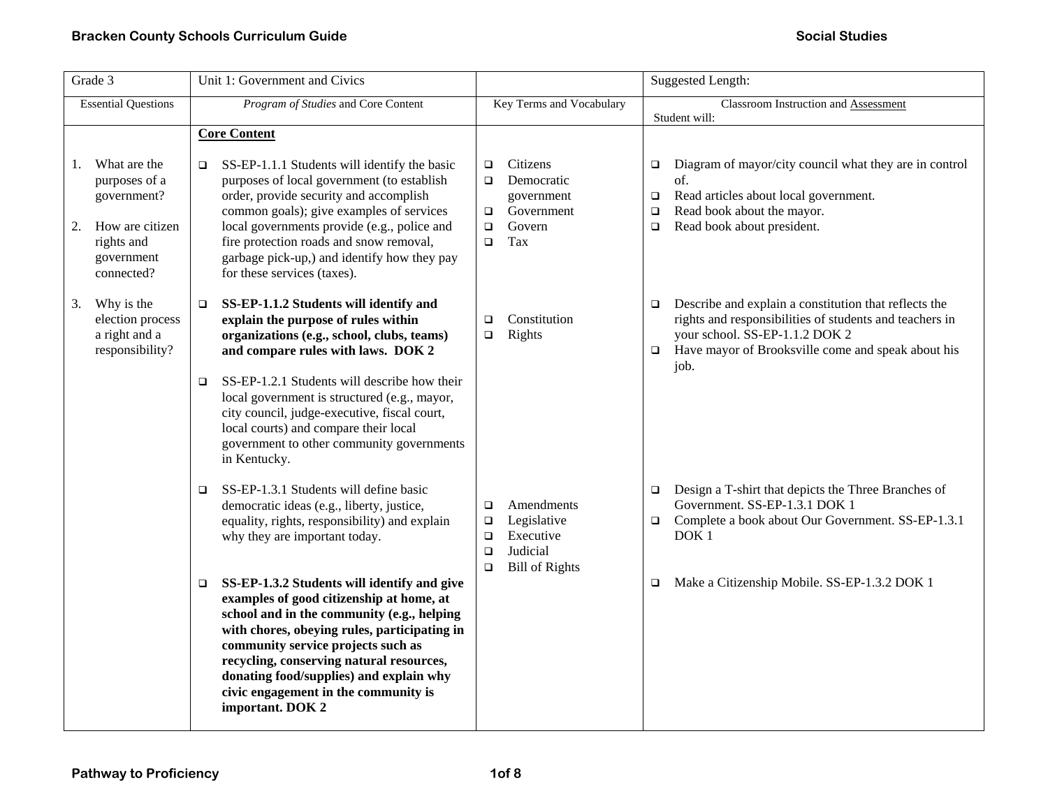**Bracken County Schools Curriculum Guide** **Social Studies**

| Grade 3 | Unit 1: Government and Civics | | Suggested Length: |
|---|---|---|---|
| Essential Questions | *Program of Studies* and Core Content | Key Terms and Vocabulary | Classroom Instruction and Assessment<br>Student will: |
| 1. What are the purposes of a government?<br><br>2. How are citizen rights and government connected?<br><br>3. Why is the election process a right and a responsibility? | **Core Content**<br><br>❑ SS-EP-1.1.1 Students will identify the basic purposes of local government (to establish order, provide security and accomplish common goals); give examples of services local governments provide (e.g., police and fire protection roads and snow removal, garbage pick-up,) and identify how they pay for these services (taxes). | ❑ Citizens<br>❑ Democratic government<br>❑ Government<br>❑ Govern<br>❑ Tax | ❑ Diagram of mayor/city council what they are in control of.<br>❑ Read articles about local government.<br>❑ Read book about the mayor.<br>❑ Read book about president. |
| | ❑ **SS-EP-1.1.2 Students will identify and explain the purpose of rules within organizations (e.g., school, clubs, teams) and compare rules with laws. DOK 2**<br><br>❑ SS-EP-1.2.1 Students will describe how their local government is structured (e.g., mayor, city council, judge-executive, fiscal court, local courts) and compare their local government to other community governments in Kentucky. | ❑ Constitution<br>❑ Rights | ❑ Describe and explain a constitution that reflects the rights and responsibilities of students and teachers in your school. SS-EP-1.1.2 DOK 2<br>❑ Have mayor of Brooksville come and speak about his job. |
| | ❑ SS-EP-1.3.1 Students will define basic democratic ideas (e.g., liberty, justice, equality, rights, responsibility) and explain why they are important today.<br><br>❑ **SS-EP-1.3.2 Students will identify and give examples of good citizenship at home, at school and in the community (e.g., helping with chores, obeying rules, participating in community service projects such as recycling, conserving natural resources, donating food/supplies) and explain why civic engagement in the community is important. DOK 2** | ❑ Amendments<br>❑ Legislative<br>❑ Executive<br>❑ Judicial<br>❑ Bill of Rights | ❑ Design a T-shirt that depicts the Three Branches of Government. SS-EP-1.3.1 DOK 1<br>❑ Complete a book about Our Government. SS-EP-1.3.1 DOK 1<br><br>❑ Make a Citizenship Mobile. SS-EP-1.3.2 DOK 1 |

**Pathway to Proficiency**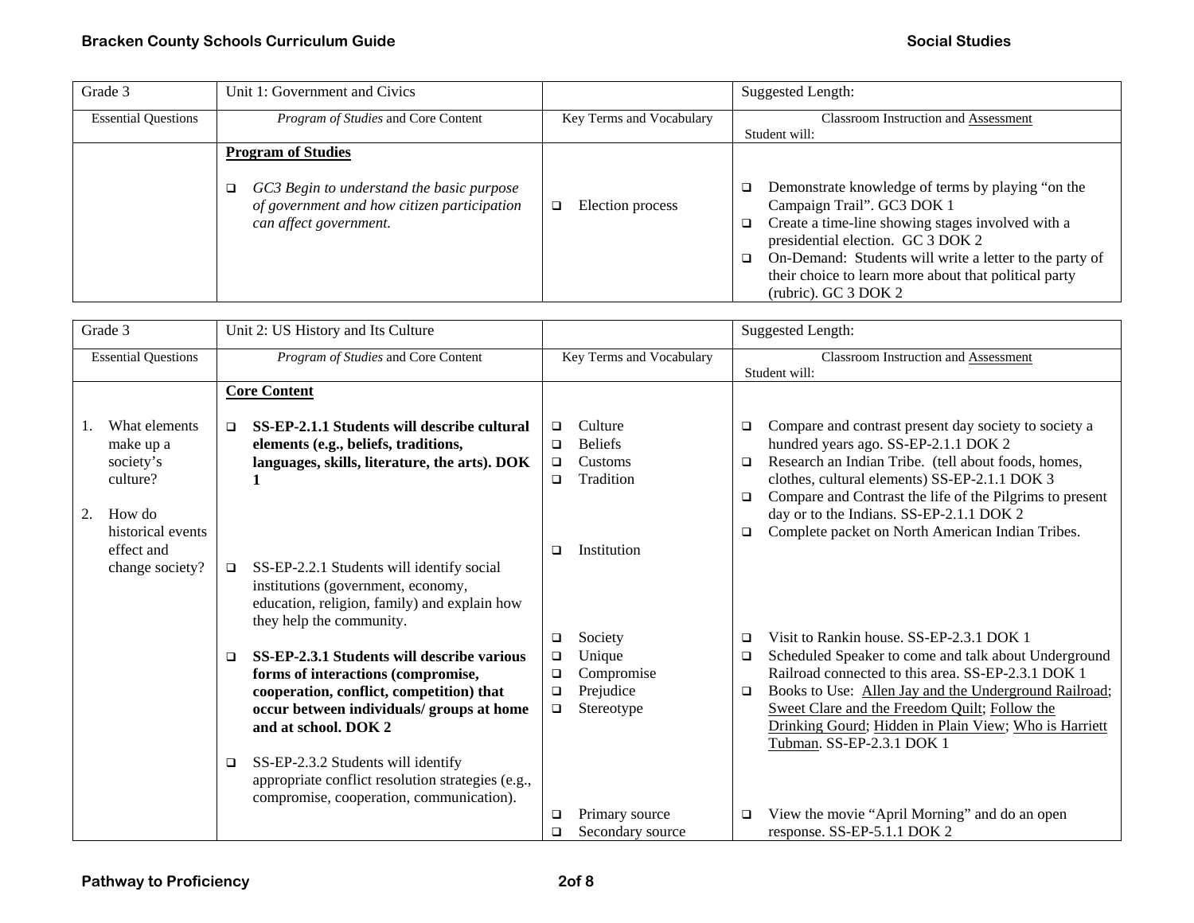| Grade 3 | Unit 1: Government and Civics | | Suggested Length: |
|---|---|---|---|
| Essential Questions | *Program of Studies* and Core Content | Key Terms and Vocabulary | Classroom Instruction and Assessment<br>Student will: |
| | **Program of Studies**<br><br>❑ *GC3 Begin to understand the basic purpose of government and how citizen participation can affect government.* | ❑ Election process | ❑ Demonstrate knowledge of terms by playing "on the Campaign Trail". GC3 DOK 1<br>❑ Create a time-line showing stages involved with a presidential election. GC 3 DOK 2<br>❑ On-Demand: Students will write a letter to the party of their choice to learn more about that political party (rubric). GC 3 DOK 2 |

| Grade 3 | Unit 2: US History and Its Culture | | Suggested Length: |
|---|---|---|---|
| Essential Questions | *Program of Studies* and Core Content | Key Terms and Vocabulary | Classroom Instruction and Assessment<br>Student will: |
| 1. What elements make up a society's culture?<br><br>2. How do historical events effect and change society? | **Core Content**<br><br>❑ **SS-EP-2.1.1 Students will describe cultural elements (e.g., beliefs, traditions, languages, skills, literature, the arts). DOK 1**<br><br>❑ SS-EP-2.2.1 Students will identify social institutions (government, economy, education, religion, family) and explain how they help the community.<br><br>❑ **SS-EP-2.3.1 Students will describe various forms of interactions (compromise, cooperation, conflict, competition) that occur between individuals/ groups at home and at school. DOK 2**<br><br>❑ SS-EP-2.3.2 Students will identify appropriate conflict resolution strategies (e.g., compromise, cooperation, communication). | ❑ Culture<br>❑ Beliefs<br>❑ Customs<br>❑ Tradition<br><br>❑ Institution<br><br>❑ Society<br>❑ Unique<br>❑ Compromise<br>❑ Prejudice<br>❑ Stereotype<br><br>❑ Primary source<br>❑ Secondary source | ❑ Compare and contrast present day society to society a hundred years ago. SS-EP-2.1.1 DOK 2<br>❑ Research an Indian Tribe. (tell about foods, homes, clothes, cultural elements) SS-EP-2.1.1 DOK 3<br>❑ Compare and Contrast the life of the Pilgrims to present day or to the Indians. SS-EP-2.1.1 DOK 2<br>❑ Complete packet on North American Indian Tribes.<br><br>❑ Visit to Rankin house. SS-EP-2.3.1 DOK 1<br>❑ Scheduled Speaker to come and talk about Underground Railroad connected to this area. SS-EP-2.3.1 DOK 1<br>❑ Books to Use: <u>Allen Jay and the Underground Railroad</u>; <u>Sweet Clare and the Freedom Quilt</u>; <u>Follow the Drinking Gourd</u>; <u>Hidden in Plain View</u>; <u>Who is Harriett Tubman</u>. SS-EP-2.3.1 DOK 1<br><br>❑ View the movie "April Morning" and do an open response. SS-EP-5.1.1 DOK 2 |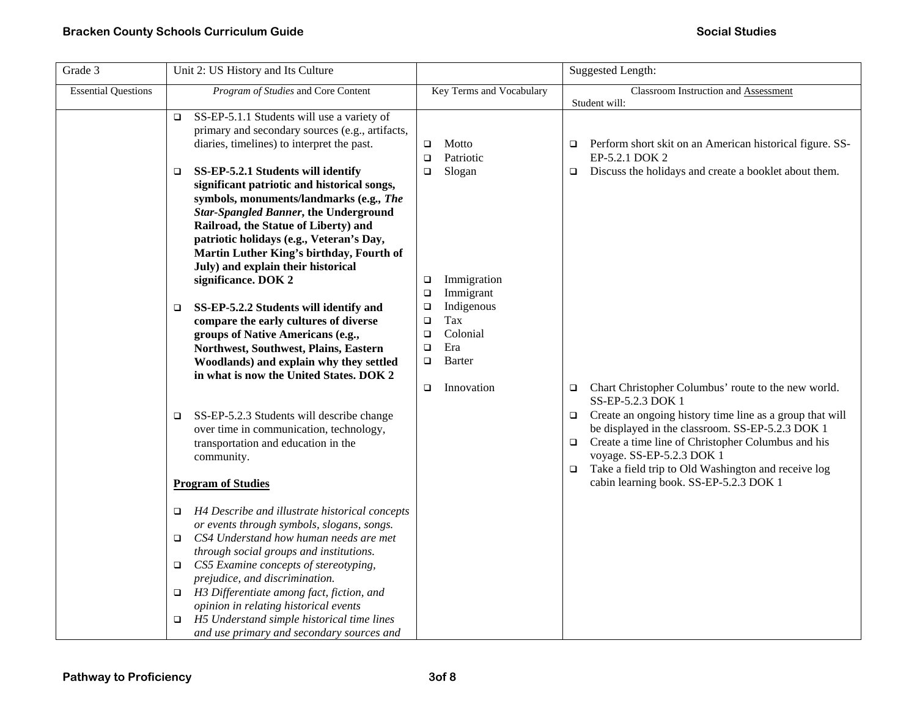| Grade 3 | Unit 2: US History and Its Culture | | Suggested Length: |
|---|---|---|---|
| Essential Questions | *Program of Studies* and Core Content | Key Terms and Vocabulary | Classroom Instruction and <u>Assessment</u><br>Student will: |
| | ❑ SS-EP-5.1.1 Students will use a variety of primary and secondary sources (e.g., artifacts, diaries, timelines) to interpret the past.<br><br>❑ **SS-EP-5.2.1 Students will identify significant patriotic and historical songs, symbols, monuments/landmarks (e.g., *The Star-Spangled Banner*, the Underground Railroad, the Statue of Liberty) and patriotic holidays (e.g., Veteran's Day, Martin Luther King's birthday, Fourth of July) and explain their historical significance. DOK 2**<br><br>❑ **SS-EP-5.2.2 Students will identify and compare the early cultures of diverse groups of Native Americans (e.g., Northwest, Southwest, Plains, Eastern Woodlands) and explain why they settled in what is now the United States. DOK 2**<br><br>❑ SS-EP-5.2.3 Students will describe change over time in communication, technology, transportation and education in the community.<br><br>**<u>Program of Studies</u>**<br><br>❑ *H4 Describe and illustrate historical concepts or events through symbols, slogans, songs.*<br>❑ *CS4 Understand how human needs are met through social groups and institutions.*<br>❑ *CS5 Examine concepts of stereotyping, prejudice, and discrimination.*<br>❑ *H3 Differentiate among fact, fiction, and opinion in relating historical events*<br>❑ *H5 Understand simple historical time lines and use primary and secondary sources and* | ❑ Motto<br>❑ Patriotic<br>❑ Slogan<br><br>❑ Immigration<br>❑ Immigrant<br>❑ Indigenous<br>❑ Tax<br>❑ Colonial<br>❑ Era<br>❑ Barter<br><br>❑ Innovation | ❑ Perform short skit on an American historical figure. SS-EP-5.2.1 DOK 2<br>❑ Discuss the holidays and create a booklet about them.<br><br>❑ Chart Christopher Columbus' route to the new world. SS-EP-5.2.3 DOK 1<br>❑ Create an ongoing history time line as a group that will be displayed in the classroom. SS-EP-5.2.3 DOK 1<br>❑ Create a time line of Christopher Columbus and his voyage. SS-EP-5.2.3 DOK 1<br>❑ Take a field trip to Old Washington and receive log cabin learning book. SS-EP-5.2.3 DOK 1 |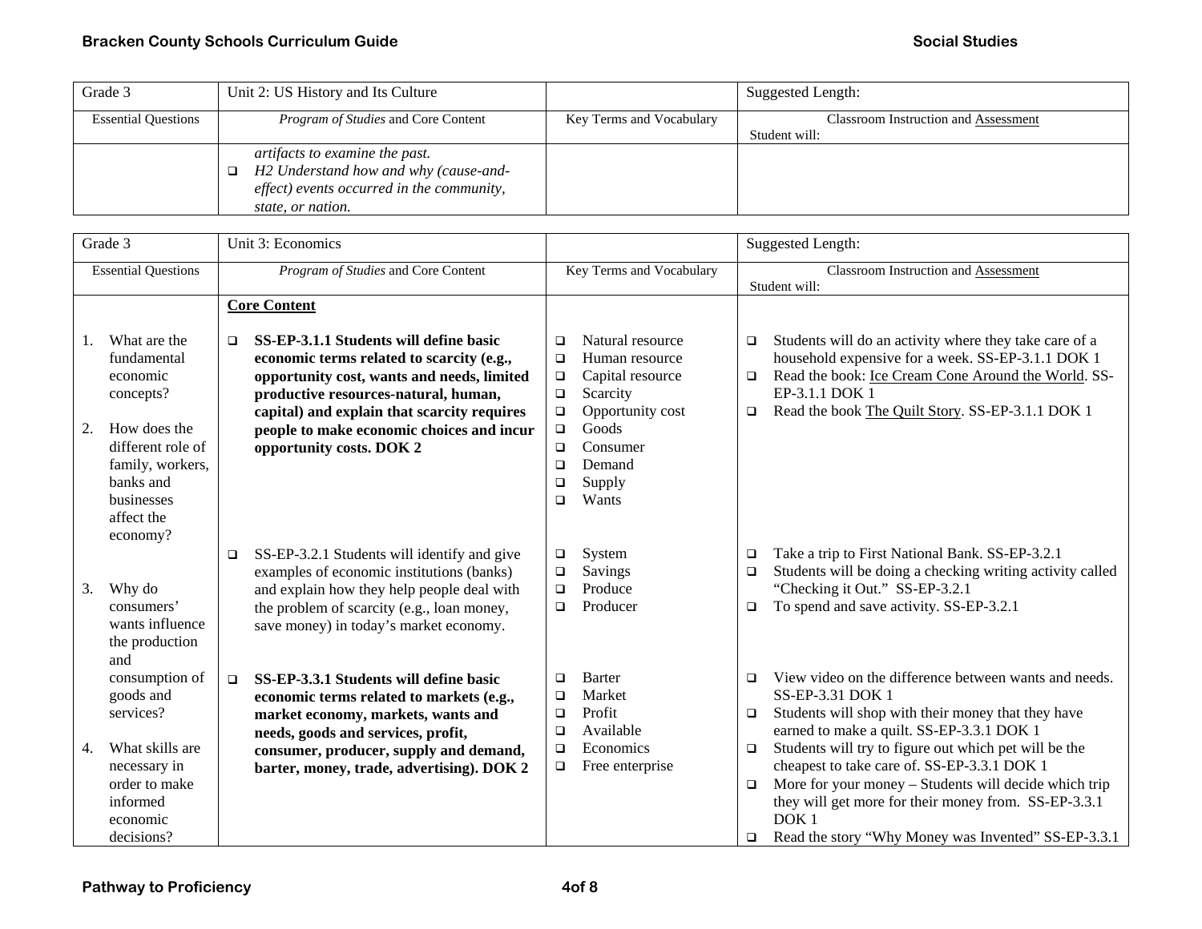| Grade 3 | Unit 2: US History and Its Culture | | Suggested Length: |
|---|---|---|---|
| Essential Questions | *Program of Studies* and Core Content | Key Terms and Vocabulary | Classroom Instruction and Assessment<br>Student will: |
| | *artifacts to examine the past.*<br>❑ *H2 Understand how and why (cause-and-effect) events occurred in the community, state, or nation.* | | |

| Grade 3 | Unit 3: Economics | | Suggested Length: |
|---|---|---|---|
| Essential Questions | *Program of Studies* and Core Content | Key Terms and Vocabulary | Classroom Instruction and Assessment<br>Student will: |
| 1. What are the fundamental economic concepts?<br><br>2. How does the different role of family, workers, banks and businesses affect the economy? | **Core Content**<br><br>❑ **SS-EP-3.1.1 Students will define basic economic terms related to scarcity (e.g., opportunity cost, wants and needs, limited productive resources-natural, human, capital) and explain that scarcity requires people to make economic choices and incur opportunity costs. DOK 2** | ❑ Natural resource<br>❑ Human resource<br>❑ Capital resource<br>❑ Scarcity<br>❑ Opportunity cost<br>❑ Goods<br>❑ Consumer<br>❑ Demand<br>❑ Supply<br>❑ Wants | ❑ Students will do an activity where they take care of a household expensive for a week. SS-EP-3.1.1 DOK 1<br>❑ Read the book: <u>Ice Cream Cone Around the World</u>. SS-EP-3.1.1 DOK 1<br>❑ Read the book <u>The Quilt Story</u>. SS-EP-3.1.1 DOK 1 |
| 3. Why do consumers' wants influence the production and | ❑ SS-EP-3.2.1 Students will identify and give examples of economic institutions (banks) and explain how they help people deal with the problem of scarcity (e.g., loan money, save money) in today's market economy. | ❑ System<br>❑ Savings<br>❑ Produce<br>❑ Producer | ❑ Take a trip to First National Bank. SS-EP-3.2.1<br>❑ Students will be doing a checking writing activity called "Checking it Out." SS-EP-3.2.1<br>❑ To spend and save activity. SS-EP-3.2.1 |
| consumption of goods and services?<br><br>4. What skills are necessary in order to make informed economic decisions? | ❑ **SS-EP-3.3.1 Students will define basic economic terms related to markets (e.g., market economy, markets, wants and needs, goods and services, profit, consumer, producer, supply and demand, barter, money, trade, advertising). DOK 2** | ❑ Barter<br>❑ Market<br>❑ Profit<br>❑ Available<br>❑ Economics<br>❑ Free enterprise | ❑ View video on the difference between wants and needs. SS-EP-3.31 DOK 1<br>❑ Students will shop with their money that they have earned to make a quilt. SS-EP-3.3.1 DOK 1<br>❑ Students will try to figure out which pet will be the cheapest to take care of. SS-EP-3.3.1 DOK 1<br>❑ More for your money – Students will decide which trip they will get more for their money from. SS-EP-3.3.1 DOK 1<br>❑ Read the story "Why Money was Invented" SS-EP-3.3.1 |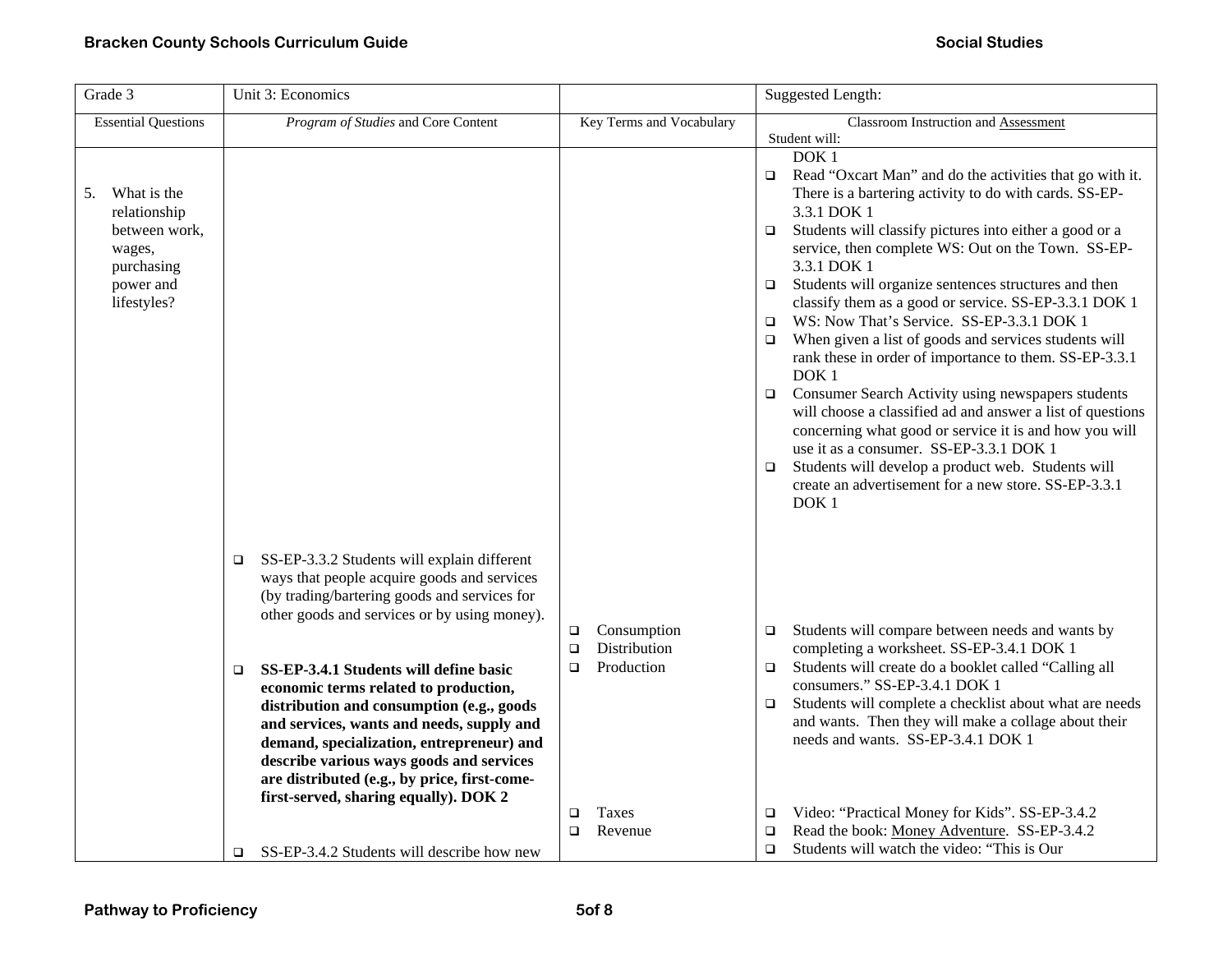| Grade 3 | Unit 3: Economics | | Suggested Length: |
|---|---|---|---|
| Essential Questions | *Program of Studies* and Core Content | Key Terms and Vocabulary | Classroom Instruction and Assessment<br>Student will: |
| 5. What is the relationship between work, wages, purchasing power and lifestyles? | | | DOK 1<br>❑ Read "Oxcart Man" and do the activities that go with it. There is a bartering activity to do with cards. SS-EP-3.3.1 DOK 1<br>❑ Students will classify pictures into either a good or a service, then complete WS: Out on the Town. SS-EP-3.3.1 DOK 1<br>❑ Students will organize sentences structures and then classify them as a good or service. SS-EP-3.3.1 DOK 1<br>❑ WS: Now That's Service. SS-EP-3.3.1 DOK 1<br>❑ When given a list of goods and services students will rank these in order of importance to them. SS-EP-3.3.1 DOK 1<br>❑ Consumer Search Activity using newspapers students will choose a classified ad and answer a list of questions concerning what good or service it is and how you will use it as a consumer. SS-EP-3.3.1 DOK 1<br>❑ Students will develop a product web. Students will create an advertisement for a new store. SS-EP-3.3.1 DOK 1 |
| | ❑ SS-EP-3.3.2 Students will explain different ways that people acquire goods and services (by trading/bartering goods and services for other goods and services or by using money). | | |
| | ❑ **SS-EP-3.4.1 Students will define basic economic terms related to production, distribution and consumption (e.g., goods and services, wants and needs, supply and demand, specialization, entrepreneur) and describe various ways goods and services are distributed (e.g., by price, first-come-first-served, sharing equally). DOK 2** | ❑ Consumption<br>❑ Distribution<br>❑ Production | ❑ Students will compare between needs and wants by completing a worksheet. SS-EP-3.4.1 DOK 1<br>❑ Students will create do a booklet called "Calling all consumers." SS-EP-3.4.1 DOK 1<br>❑ Students will complete a checklist about what are needs and wants. Then they will make a collage about their needs and wants. SS-EP-3.4.1 DOK 1 |
| | ❑ SS-EP-3.4.2 Students will describe how new | ❑ Taxes<br>❑ Revenue | ❑ Video: "Practical Money for Kids". SS-EP-3.4.2<br>❑ Read the book: Money Adventure. SS-EP-3.4.2<br>❑ Students will watch the video: "This is Our |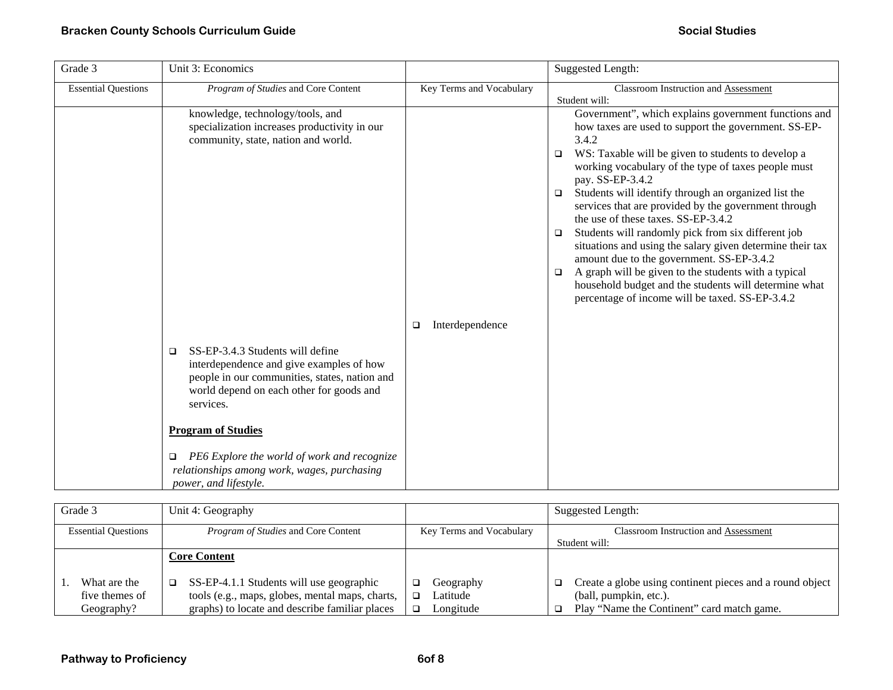| Grade 3 | Unit 3: Economics | | Suggested Length: |
|---|---|---|---|
| Essential Questions | *Program of Studies* and Core Content | Key Terms and Vocabulary | Classroom Instruction and Assessment<br>Student will: |
| | knowledge, technology/tools, and specialization increases productivity in our community, state, nation and world.<br><br>❑ SS-EP-3.4.3 Students will define interdependence and give examples of how people in our communities, states, nation and world depend on each other for goods and services.<br><br>**Program of Studies**<br><br>❑ *PE6 Explore the world of work and recognize relationships among work, wages, purchasing power, and lifestyle.* | ❑ Interdependence | Government", which explains government functions and how taxes are used to support the government. SS-EP-3.4.2<br>❑ WS: Taxable will be given to students to develop a working vocabulary of the type of taxes people must pay. SS-EP-3.4.2<br>❑ Students will identify through an organized list the services that are provided by the government through the use of these taxes. SS-EP-3.4.2<br>❑ Students will randomly pick from six different job situations and using the salary given determine their tax amount due to the government. SS-EP-3.4.2<br>❑ A graph will be given to the students with a typical household budget and the students will determine what percentage of income will be taxed. SS-EP-3.4.2 |

| Grade 3 | Unit 4: Geography | | Suggested Length: |
|---|---|---|---|
| Essential Questions | *Program of Studies* and Core Content | Key Terms and Vocabulary | Classroom Instruction and Assessment<br>Student will: |
| 1. What are the five themes of Geography? | **Core Content**<br><br>❑ SS-EP-4.1.1 Students will use geographic tools (e.g., maps, globes, mental maps, charts, graphs) to locate and describe familiar places | ❑ Geography<br>❑ Latitude<br>❑ Longitude | ❑ Create a globe using continent pieces and a round object (ball, pumpkin, etc.).<br>❑ Play "Name the Continent" card match game. |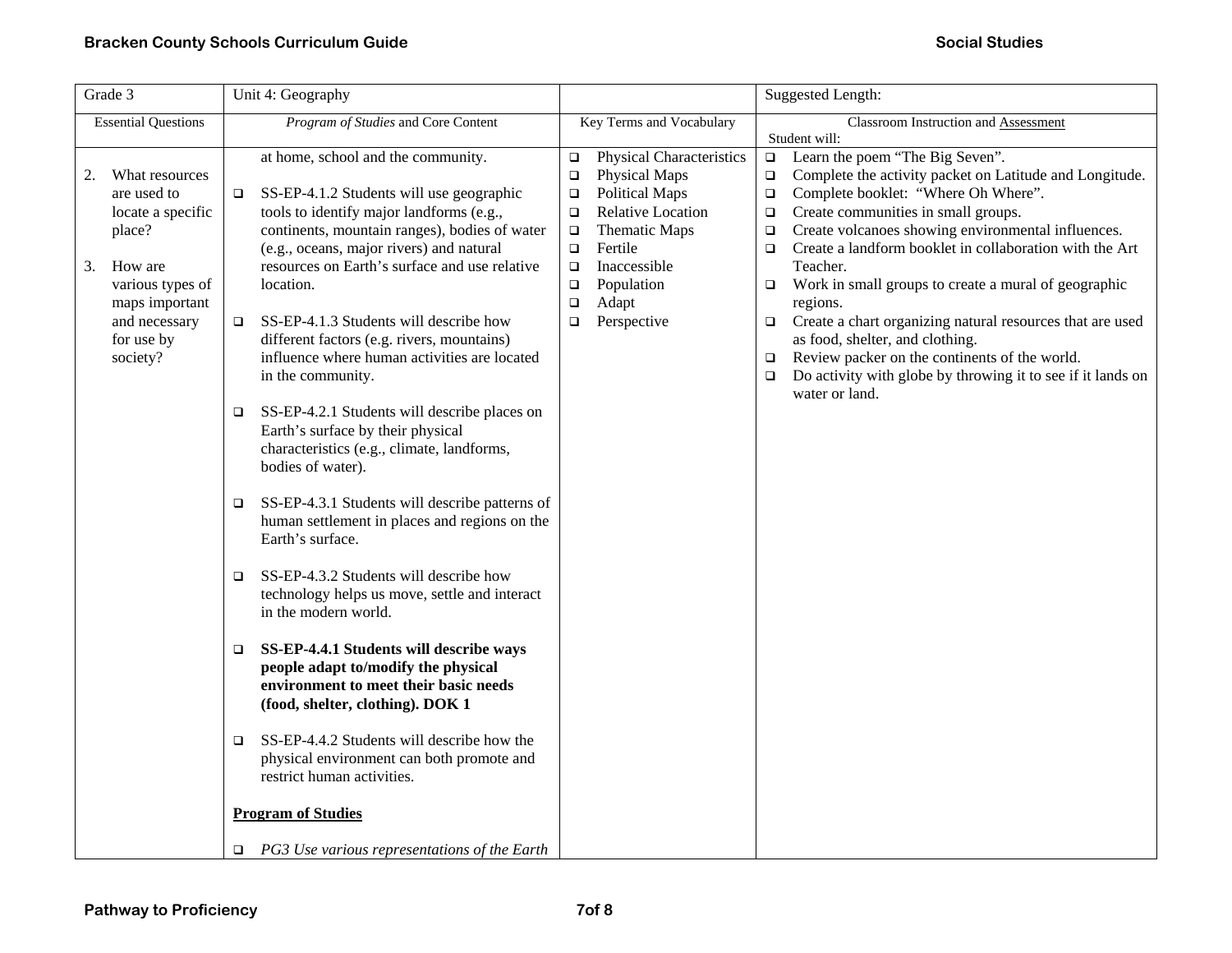| Grade 3 | Unit 4: Geography | | Suggested Length: |
|---|---|---|---|
| Essential Questions | *Program of Studies* and Core Content | Key Terms and Vocabulary | Classroom Instruction and Assessment<br>Student will: |
| 2. What resources are used to locate a specific place?<br><br>3. How are various types of maps important and necessary for use by society? | at home, school and the community.<br><br>❑ SS-EP-4.1.2 Students will use geographic tools to identify major landforms (e.g., continents, mountain ranges), bodies of water (e.g., oceans, major rivers) and natural resources on Earth's surface and use relative location.<br><br>❑ SS-EP-4.1.3 Students will describe how different factors (e.g. rivers, mountains) influence where human activities are located in the community.<br><br>❑ SS-EP-4.2.1 Students will describe places on Earth's surface by their physical characteristics (e.g., climate, landforms, bodies of water).<br><br>❑ SS-EP-4.3.1 Students will describe patterns of human settlement in places and regions on the Earth's surface.<br><br>❑ SS-EP-4.3.2 Students will describe how technology helps us move, settle and interact in the modern world.<br><br>❑ **SS-EP-4.4.1 Students will describe ways people adapt to/modify the physical environment to meet their basic needs (food, shelter, clothing). DOK 1**<br><br>❑ SS-EP-4.4.2 Students will describe how the physical environment can both promote and restrict human activities.<br><br>**Program of Studies**<br><br>❑ *PG3 Use various representations of the Earth* | ❑ Physical Characteristics<br>❑ Physical Maps<br>❑ Political Maps<br>❑ Relative Location<br>❑ Thematic Maps<br>❑ Fertile<br>❑ Inaccessible<br>❑ Population<br>❑ Adapt<br>❑ Perspective | ❑ Learn the poem "The Big Seven".<br>❑ Complete the activity packet on Latitude and Longitude.<br>❑ Complete booklet: "Where Oh Where".<br>❑ Create communities in small groups.<br>❑ Create volcanoes showing environmental influences.<br>❑ Create a landform booklet in collaboration with the Art Teacher.<br>❑ Work in small groups to create a mural of geographic regions.<br>❑ Create a chart organizing natural resources that are used as food, shelter, and clothing.<br>❑ Review packer on the continents of the world.<br>❑ Do activity with globe by throwing it to see if it lands on water or land. |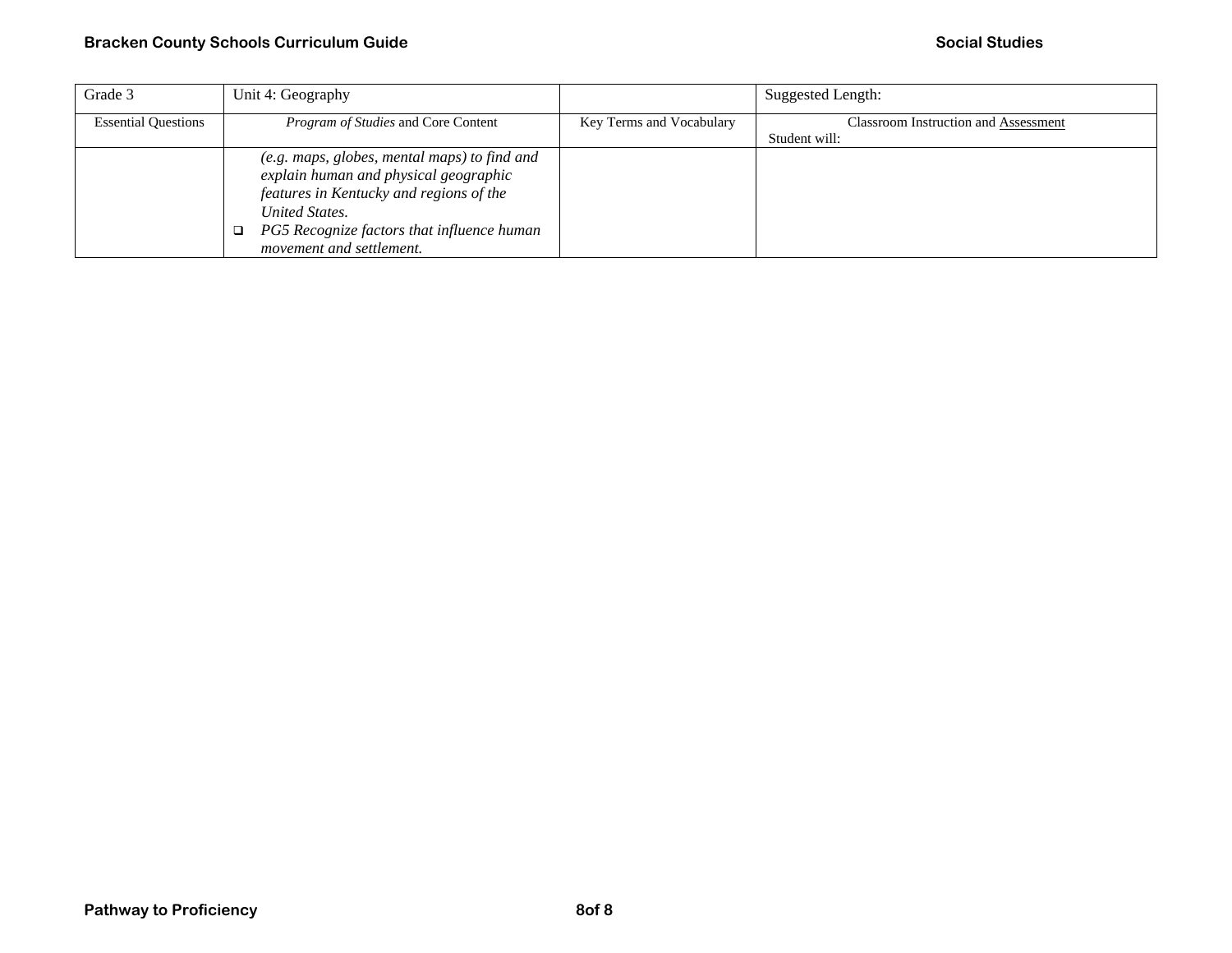| Grade 3 | Unit 4: Geography | | Suggested Length: |
|---|---|---|---|
| Essential Questions | *Program of Studies* and Core Content | Key Terms and Vocabulary | Classroom Instruction and Assessment<br>Student will: |
| | *(e.g. maps, globes, mental maps) to find and explain human and physical geographic features in Kentucky and regions of the United States.*<br>❑ *PG5 Recognize factors that influence human movement and settlement.* | | |